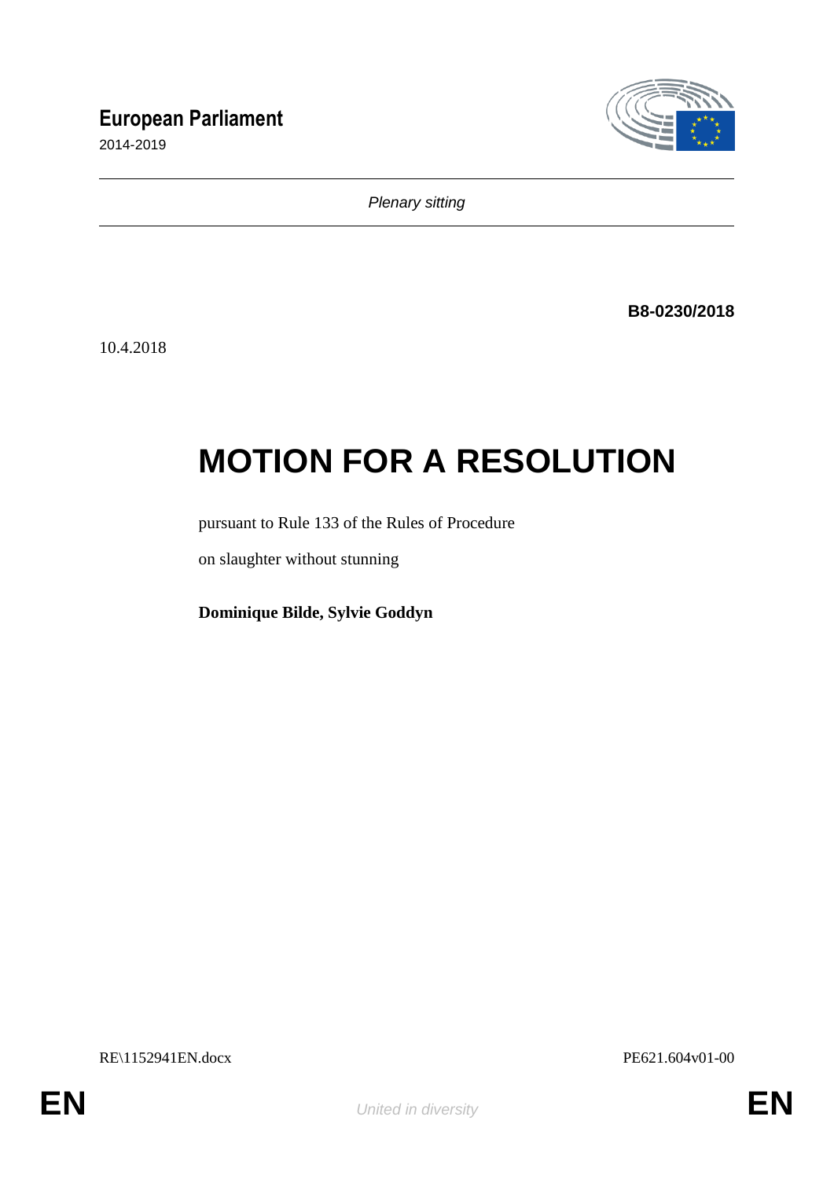**European Parliament**

2014-2019

*Plenary sitting*

**B8-0230/2018**

10.4.2018

# MOTION FOR A RESOLUTION

pursuant to Rule 133 of the Rules of Procedure

on slaughter without stunning

**Dominique Bilde, Sylvie Goddyn**

RE\1152941EN.docx PE621.604v01-00

EN *United in diversity* EN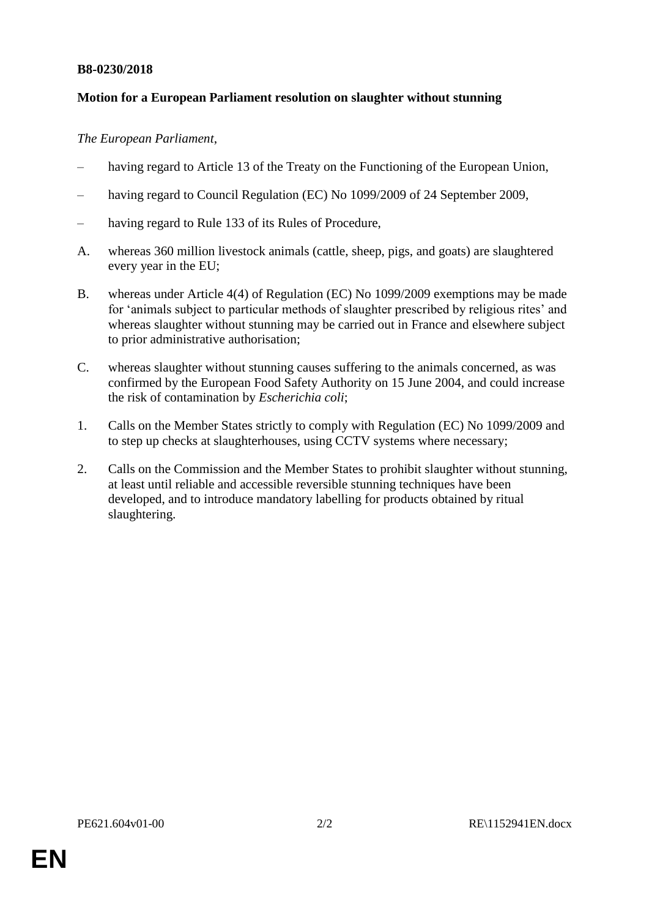**B8-0230/2018**

**Motion for a European Parliament resolution on slaughter without stunning**

*The European Parliament*,

– having regard to Article 13 of the Treaty on the Functioning of the European Union,

– having regard to Council Regulation (EC) No 1099/2009 of 24 September 2009,

– having regard to Rule 133 of its Rules of Procedure,

A. whereas 360 million livestock animals (cattle, sheep, pigs, and goats) are slaughtered every year in the EU;

B. whereas under Article 4(4) of Regulation (EC) No 1099/2009 exemptions may be made for 'animals subject to particular methods of slaughter prescribed by religious rites' and whereas slaughter without stunning may be carried out in France and elsewhere subject to prior administrative authorisation;

C. whereas slaughter without stunning causes suffering to the animals concerned, as was confirmed by the European Food Safety Authority on 15 June 2004, and could increase the risk of contamination by *Escherichia coli*;

1. Calls on the Member States strictly to comply with Regulation (EC) No 1099/2009 and to step up checks at slaughterhouses, using CCTV systems where necessary;

2. Calls on the Commission and the Member States to prohibit slaughter without stunning, at least until reliable and accessible reversible stunning techniques have been developed, and to introduce mandatory labelling for products obtained by ritual slaughtering.